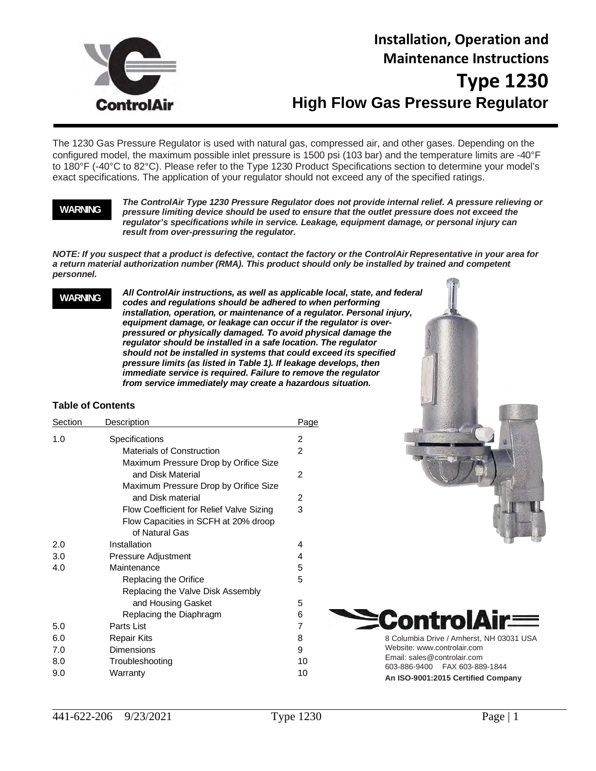# Installation, Operation and Maintenance Instructions

# Type 1230

## High Flow Gas Pressure Regulator

The 1230 Gas Pressure Regulator is used with natural gas, compressed air, and other gases. Depending on the configured model, the maximum possible inlet pressure is 1500 psi (103 bar) and the temperature limits are -40°F to 180°F (-40°C to 82°C). Please refer to the Type 1230 Product Specifications section to determine your model's exact specifications. The application of your regulator should not exceed any of the specified ratings.

**WARNING**

***The ControlAir Type 1230 Pressure Regulator does not provide internal relief. A pressure relieving or pressure limiting device should be used to ensure that the outlet pressure does not exceed the regulator's specifications while in service. Leakage, equipment damage, or personal injury can result from over-pressuring the regulator.***

***NOTE: If you suspect that a product is defective, contact the factory or the ControlAir Representative in your area for a return material authorization number (RMA). This product should only be installed by trained and competent personnel.***

**WARNING**

***All ControlAir instructions, as well as applicable local, state, and federal codes and regulations should be adhered to when performing installation, operation, or maintenance of a regulator. Personal injury, equipment damage, or leakage can occur if the regulator is over-pressured or physically damaged. To avoid physical damage the regulator should be installed in a safe location. The regulator should not be installed in systems that could exceed its specified pressure limits (as listed in Table 1). If leakage develops, then immediate service is required. Failure to remove the regulator from service immediately may create a hazardous situation.***

### Table of Contents

| Section | Description | Page |
|---|---|---|
| 1.0 | Specifications | 2 |
| | Materials of Construction | 2 |
| | Maximum Pressure Drop by Orifice Size and Disk Material | 2 |
| | Maximum Pressure Drop by Orifice Size and Disk material | 2 |
| | Flow Coefficient for Relief Valve Sizing | 3 |
| | Flow Capacities in SCFH at 20% droop of Natural Gas | |
| 2.0 | Installation | 4 |
| 3.0 | Pressure Adjustment | 4 |
| 4.0 | Maintenance | 5 |
| | Replacing the Orifice | 5 |
| | Replacing the Valve Disk Assembly and Housing Gasket | 5 |
| | Replacing the Diaphragm | 6 |
| 5.0 | Parts List | 7 |
| 6.0 | Repair Kits | 8 |
| 7.0 | Dimensions | 9 |
| 8.0 | Troubleshooting | 10 |
| 9.0 | Warranty | 10 |

**ControlAir**

8 Columbia Drive / Amherst, NH 03031 USA
Website: www.controlair.com
Email: sales@controlair.com
603-886-9400 FAX 603-889-1844
**An ISO-9001:2015 Certified Company**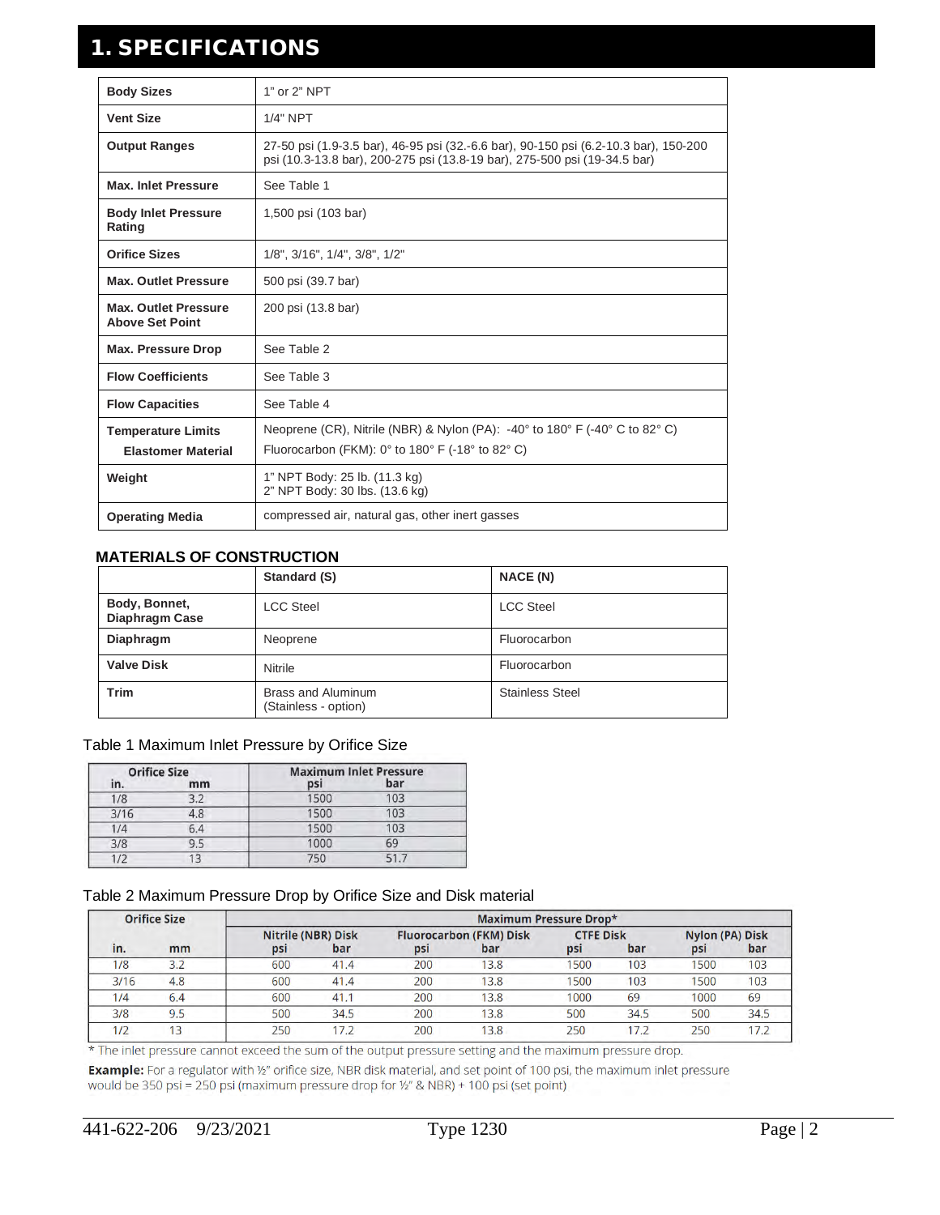# 1. SPECIFICATIONS

| | |
|---|---|
| **Body Sizes** | 1" or 2" NPT |
| **Vent Size** | 1/4" NPT |
| **Output Ranges** | 27-50 psi (1.9-3.5 bar), 46-95 psi (32.-6.6 bar), 90-150 psi (6.2-10.3 bar), 150-200 psi (10.3-13.8 bar), 200-275 psi (13.8-19 bar), 275-500 psi (19-34.5 bar) |
| **Max. Inlet Pressure** | See Table 1 |
| **Body Inlet Pressure Rating** | 1,500 psi (103 bar) |
| **Orifice Sizes** | 1/8", 3/16", 1/4", 3/8", 1/2" |
| **Max. Outlet Pressure** | 500 psi (39.7 bar) |
| **Max. Outlet Pressure Above Set Point** | 200 psi (13.8 bar) |
| **Max. Pressure Drop** | See Table 2 |
| **Flow Coefficients** | See Table 3 |
| **Flow Capacities** | See Table 4 |
| **Temperature Limits Elastomer Material** | Neoprene (CR), Nitrile (NBR) & Nylon (PA): -40° to 180° F (-40° C to 82° C) Fluorocarbon (FKM): 0° to 180° F (-18° to 82° C) |
| **Weight** | 1" NPT Body: 25 lb. (11.3 kg) 2" NPT Body: 30 lbs. (13.6 kg) |
| **Operating Media** | compressed air, natural gas, other inert gasses |

### MATERIALS OF CONSTRUCTION

| | **Standard (S)** | **NACE (N)** |
|---|---|---|
| **Body, Bonnet, Diaphragm Case** | LCC Steel | LCC Steel |
| **Diaphragm** | Neoprene | Fluorocarbon |
| **Valve Disk** | Nitrile | Fluorocarbon |
| **Trim** | Brass and Aluminum (Stainless - option) | Stainless Steel |

Table 1 Maximum Inlet Pressure by Orifice Size

| Orifice Size in. | mm | Maximum Inlet Pressure psi | bar |
|---|---|---|---|
| 1/8 | 3.2 | 1500 | 103 |
| 3/16 | 4.8 | 1500 | 103 |
| 1/4 | 6.4 | 1500 | 103 |
| 3/8 | 9.5 | 1000 | 69 |
| 1/2 | 13 | 750 | 51.7 |

Table 2 Maximum Pressure Drop by Orifice Size and Disk material

| Orifice Size | | Maximum Pressure Drop* | | | | | | | |
|---|---|---|---|---|---|---|---|---|---|
| | | Nitrile (NBR) Disk | | Fluorocarbon (FKM) Disk | | CTFE Disk | | Nylon (PA) Disk | |
| in. | mm | psi | bar | psi | bar | psi | bar | psi | bar |
| 1/8 | 3.2 | 600 | 41.4 | 200 | 13.8 | 1500 | 103 | 1500 | 103 |
| 3/16 | 4.8 | 600 | 41.4 | 200 | 13.8 | 1500 | 103 | 1500 | 103 |
| 1/4 | 6.4 | 600 | 41.1 | 200 | 13.8 | 1000 | 69 | 1000 | 69 |
| 3/8 | 9.5 | 500 | 34.5 | 200 | 13.8 | 500 | 34.5 | 500 | 34.5 |
| 1/2 | 13 | 250 | 17.2 | 200 | 13.8 | 250 | 17.2 | 250 | 17.2 |

* The inlet pressure cannot exceed the sum of the output pressure setting and the maximum pressure drop.

**Example:** For a regulator with ½" orifice size, NBR disk material, and set point of 100 psi, the maximum inlet pressure would be 350 psi = 250 psi (maximum pressure drop for ½" & NBR) + 100 psi (set point)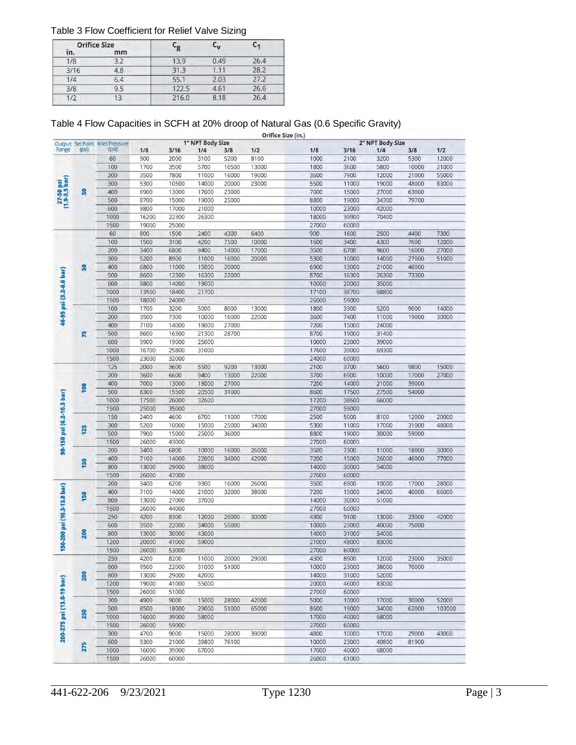Table 3 Flow Coefficient for Relief Valve Sizing

| Orifice Size in. | Orifice Size mm | $C_g$ | $C_v$ | $C_1$ |
|---|---|---|---|---|
| 1/8 | 3.2 | 13.9 | 0.49 | 26.4 |
| 3/16 | 4.8 | 31.3 | 1.11 | 28.2 |
| 1/4 | 6.4 | 55.1 | 2.03 | 27.2 |
| 3/8 | 9.5 | 122.5 | 4.61 | 26.6 |
| 1/2 | 13 | 216.0 | 8.18 | 26.4 |

Table 4 Flow Capacities in SCFH at 20% droop of Natural Gas (0.6 Specific Gravity)

| | | | Orifice Size (in.) | | | | | | | | | |
|---|---|---|---|---|---|---|---|---|---|---|---|---|
| | | | 1" NPT Body Size | | | | | 2" NPT Body Size | | | | |
| Output Range | Set Point (psi) | Inlet Pressure (psi) | 1/8 | 3/16 | 1/4 | 3/8 | 1/2 | 1/8 | 3/16 | 1/4 | 3/8 | 1/2 |
| 27-50 psi (1.9-3.5 bar) | 50 | 60 | 900 | 2000 | 3100 | 5200 | 8100 | 1000 | 2100 | 3200 | 5300 | 12000 |
| | | 100 | 1700 | 3500 | 5700 | 10500 | 13000 | 1800 | 3600 | 5800 | 10000 | 21000 |
| | | 200 | 3500 | 7800 | 11000 | 16000 | 19000 | 3600 | 7900 | 12000 | 21000 | 55000 |
| | | 300 | 5300 | 10500 | 14000 | 20000 | 23000 | 5500 | 11000 | 19000 | 48000 | 83000 |
| | | 400 | 6900 | 13000 | 17000 | 23000 | | 7000 | 15000 | 27000 | 63000 | |
| | | 500 | 8700 | 15000 | 19000 | 25000 | | 8800 | 19000 | 34300 | 79700 | |
| | | 600 | 9800 | 17000 | 21000 | | | 10000 | 23000 | 42000 | | |
| | | 1000 | 16200 | 22300 | 26300 | | | 18000 | 39900 | 70400 | | |
| | | 1500 | 19000 | 25000 | | | | 27000 | 60000 | | | |
| 46-95 psi (3.2-6.6 bar) | 50 | 60 | 800 | 1500 | 2400 | 4300 | 6400 | 900 | 1600 | 2500 | 4400 | 7300 |
| | | 100 | 1500 | 3100 | 4200 | 7500 | 10000 | 1600 | 3400 | 4300 | 7600 | 12000 |
| | | 200 | 3400 | 6800 | 9400 | 14000 | 17000 | 3500 | 6700 | 9600 | 16000 | 27000 |
| | | 300 | 5200 | 8900 | 11000 | 16000 | 20000 | 5300 | 10000 | 14000 | 27000 | 51000 |
| | | 400 | 6800 | 11000 | 15000 | 20000 | | 6900 | 13000 | 21000 | 46000 | |
| | | 500 | 8600 | 12300 | 16300 | 22000 | | 8700 | 16300 | 26300 | 73300 | |
| | | 600 | 9800 | 14000 | 19000 | | | 10000 | 20000 | 35000 | | |
| | | 1000 | 13500 | 18400 | 21700 | | | 17100 | 38700 | 68800 | | |
| | | 1500 | 18000 | 24000 | | | | 26000 | 59000 | | | |
| | 75 | 100 | 1700 | 3200 | 5000 | 8000 | 13000 | 1800 | 3300 | 5200 | 9000 | 14000 |
| | | 200 | 3500 | 7300 | 10000 | 16000 | 22000 | 3600 | 7400 | 11000 | 19000 | 30000 |
| | | 400 | 7100 | 14000 | 19000 | 27000 | | 7200 | 15000 | 24000 | | |
| | | 500 | 8600 | 16300 | 21300 | 28700 | | 8700 | 19000 | 31400 | | |
| | | 600 | 9900 | 19000 | 25000 | | | 10000 | 23000 | 39000 | | |
| | | 1000 | 16700 | 25800 | 31000 | | | 17600 | 39000 | 69300 | | |
| | | 1500 | 23000 | 32000 | | | | 24000 | 60000 | | | |
| 90-150 psi (6.2-10.3 bar) | 100 | 125 | 2000 | 3600 | 5500 | 9200 | 13000 | 2100 | 3700 | 5600 | 9800 | 15000 |
| | | 200 | 3600 | 6600 | 9400 | 13000 | 22000 | 3700 | 6900 | 10000 | 17000 | 27000 |
| | | 400 | 7000 | 13000 | 18000 | 27000 | | 7200 | 14000 | 21000 | 39000 | |
| | | 500 | 8300 | 15500 | 20500 | 31000 | | 8600 | 17500 | 27500 | 54000 | |
| | | 1000 | 17500 | 26000 | 32600 | | | 17200 | 38600 | 66000 | | |
| | | 1500 | 25000 | 35000 | | | | 27000 | 59000 | | | |
| | 125 | 150 | 2400 | 4600 | 6700 | 11000 | 17000 | 2500 | 5000 | 8100 | 12000 | 20000 |
| | | 300 | 5200 | 10000 | 15000 | 25000 | 34000 | 5300 | 11000 | 17000 | 31000 | 48000 |
| | | 500 | 7900 | 15000 | 25000 | 36000 | | 8800 | 19000 | 30000 | 59000 | |
| | | 1500 | 26000 | 43000 | | | | 27000 | 60000 | | | |
| | 150 | 200 | 3400 | 6800 | 10000 | 16000 | 26000 | 3500 | 7300 | 11000 | 18000 | 30000 |
| | | 400 | 7100 | 14000 | 22000 | 34000 | 42000 | 7200 | 15000 | 26000 | 46000 | 77000 |
| | | 800 | 13000 | 29000 | 38000 | | | 14000 | 30000 | 54000 | | |
| | | 1500 | 26000 | 47000 | | | | 27000 | 60000 | | | |
| 150-200 psi (10.3-13.8 bar) | 150 | 200 | 3400 | 6200 | 9300 | 16000 | 26000 | 3500 | 6900 | 10000 | 17000 | 28000 |
| | | 400 | 7100 | 14000 | 21000 | 32000 | 38000 | 7200 | 15000 | 24000 | 40000 | 66000 |
| | | 800 | 13000 | 27000 | 37000 | | | 14000 | 30000 | 51000 | | |
| | | 1500 | 26000 | 44000 | | | | 27000 | 60000 | | | |
| | 200 | 250 | 4200 | 8300 | 12000 | 20000 | 30000 | 4300 | 9100 | 13000 | 23000 | 42000 |
| | | 600 | 9500 | 22000 | 34000 | 55000 | | 10000 | 23000 | 40000 | 75000 | |
| | | 800 | 13000 | 30000 | 43000 | | | 14000 | 31000 | 54000 | | |
| | | 1200 | 20000 | 41000 | 59000 | | | 21000 | 48000 | 83000 | | |
| | | 1500 | 26000 | 53000 | | | | 27000 | 60000 | | | |
| 200-275 psi (13.8-19 bar) | 200 | 250 | 4200 | 8200 | 11000 | 20000 | 29000 | 4300 | 8900 | 12000 | 23000 | 35000 |
| | | 600 | 9500 | 22000 | 31000 | 51000 | | 10000 | 23000 | 38000 | 70000 | |
| | | 800 | 13000 | 29000 | 42000 | | | 14000 | 31000 | 52000 | | |
| | | 1200 | 19000 | 41000 | 55000 | | | 20000 | 46000 | 83000 | | |
| | | 1500 | 26000 | 51000 | | | | 27000 | 60000 | | | |
| | 250 | 300 | 4900 | 9000 | 15000 | 28000 | 42000 | 5000 | 10000 | 17000 | 30000 | 52000 |
| | | 500 | 8500 | 18000 | 29000 | 51000 | 65000 | 8600 | 19000 | 34000 | 62000 | 103000 |
| | | 1000 | 16000 | 39000 | 58000 | | | 17000 | 40000 | 68000 | | |
| | | 1500 | 26000 | 59000 | | | | 27000 | 60000 | | | |
| | 275 | 300 | 4700 | 9000 | 15000 | 28000 | 39000 | 4800 | 10000 | 17000 | 29000 | 43000 |
| | | 600 | 9300 | 21000 | 39800 | 76100 | | 10000 | 23000 | 40800 | 81900 | |
| | | 1000 | 16000 | 39000 | 67000 | | | 17000 | 40000 | 68000 | | |
| | | 1500 | 26000 | 60000 | | | | 26000 | 61000 | | | |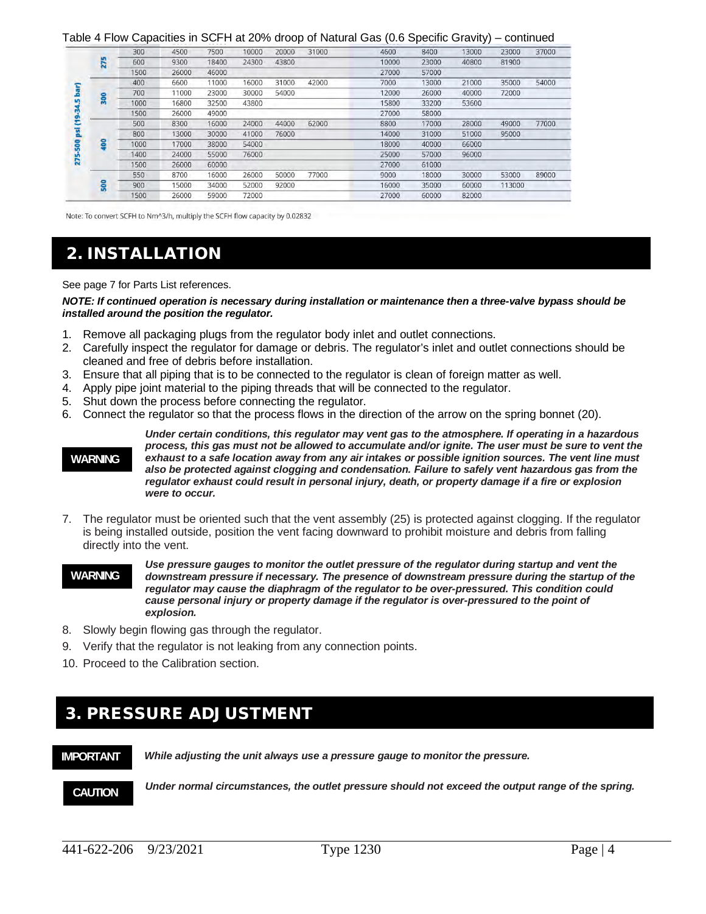Table 4 Flow Capacities in SCFH at 20% droop of Natural Gas (0.6 Specific Gravity) – continued

| | | | | | | | | | | | | |
|---|---|---|---|---|---|---|---|---|---|---|---|---|
| 275-500 psi (19-34.5 bar) | 275 | 300 | 4500 | 7500 | 10000 | 20000 | 31000 | 4600 | 8400 | 13000 | 23000 | 37000 |
| | | 600 | 9300 | 18400 | 24300 | 43800 | | 10000 | 23000 | 40800 | 81900 | |
| | | 1500 | 26000 | 46000 | | | | 27000 | 57000 | | | |
| | 300 | 400 | 6600 | 11000 | 16000 | 31000 | 42000 | 7000 | 13000 | 21000 | 35000 | 54000 |
| | | 700 | 11000 | 23000 | 30000 | 54000 | | 12000 | 26000 | 40000 | 72000 | |
| | | 1000 | 16800 | 32500 | 43800 | | | 15800 | 33200 | 53600 | | |
| | | 1500 | 26000 | 49000 | | | | 27000 | 58000 | | | |
| | 400 | 500 | 8300 | 16000 | 24000 | 44000 | 62000 | 8800 | 17000 | 28000 | 49000 | 77000 |
| | | 800 | 13000 | 30000 | 41000 | 76000 | | 14000 | 31000 | 51000 | 95000 | |
| | | 1000 | 17000 | 38000 | 54000 | | | 18000 | 40000 | 66000 | | |
| | | 1400 | 24000 | 55000 | 76000 | | | 25000 | 57000 | 96000 | | |
| | | 1500 | 26000 | 60000 | | | | 27000 | 61000 | | | |
| | 500 | 550 | 8700 | 16000 | 26000 | 50000 | 77000 | 9000 | 18000 | 30000 | 53000 | 89000 |
| | | 900 | 15000 | 34000 | 52000 | 92000 | | 16000 | 35000 | 60000 | 113000 | |
| | | 1500 | 26000 | 59000 | 72000 | | | 27000 | 60000 | 82000 | | |

Note: To convert SCFH to Nm^3/h, multiply the SCFH flow capacity by 0.02832

## 2. INSTALLATION

See page 7 for Parts List references.

***NOTE: If continued operation is necessary during installation or maintenance then a three-valve bypass should be installed around the position the regulator.***

1. Remove all packaging plugs from the regulator body inlet and outlet connections.
2. Carefully inspect the regulator for damage or debris. The regulator's inlet and outlet connections should be cleaned and free of debris before installation.
3. Ensure that all piping that is to be connected to the regulator is clean of foreign matter as well.
4. Apply pipe joint material to the piping threads that will be connected to the regulator.
5. Shut down the process before connecting the regulator.
6. Connect the regulator so that the process flows in the direction of the arrow on the spring bonnet (20).

**WARNING** ***Under certain conditions, this regulator may vent gas to the atmosphere. If operating in a hazardous process, this gas must not be allowed to accumulate and/or ignite. The user must be sure to vent the exhaust to a safe location away from any air intakes or possible ignition sources. The vent line must also be protected against clogging and condensation. Failure to safely vent hazardous gas from the regulator exhaust could result in personal injury, death, or property damage if a fire or explosion were to occur.***

7. The regulator must be oriented such that the vent assembly (25) is protected against clogging. If the regulator is being installed outside, position the vent facing downward to prohibit moisture and debris from falling directly into the vent.

**WARNING** ***Use pressure gauges to monitor the outlet pressure of the regulator during startup and vent the downstream pressure if necessary. The presence of downstream pressure during the startup of the regulator may cause the diaphragm of the regulator to be over-pressured. This condition could cause personal injury or property damage if the regulator is over-pressured to the point of explosion.***

8. Slowly begin flowing gas through the regulator.
9. Verify that the regulator is not leaking from any connection points.
10. Proceed to the Calibration section.

## 3. PRESSURE ADJUSTMENT

**IMPORTANT** ***While adjusting the unit always use a pressure gauge to monitor the pressure.***

**CAUTION** ***Under normal circumstances, the outlet pressure should not exceed the output range of the spring.***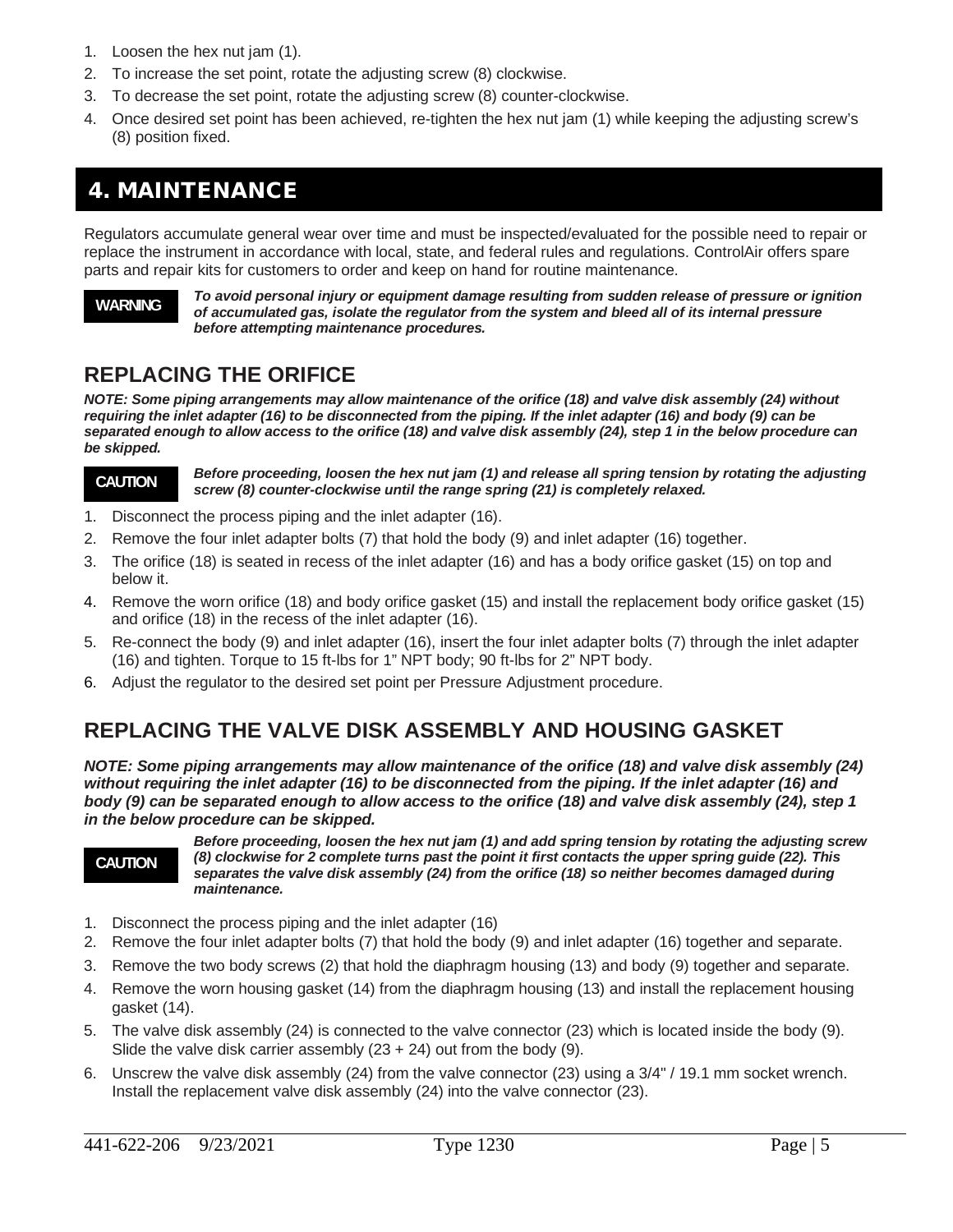1. Loosen the hex nut jam (1).
2. To increase the set point, rotate the adjusting screw (8) clockwise.
3. To decrease the set point, rotate the adjusting screw (8) counter-clockwise.
4. Once desired set point has been achieved, re-tighten the hex nut jam (1) while keeping the adjusting screw's (8) position fixed.

# 4. MAINTENANCE

Regulators accumulate general wear over time and must be inspected/evaluated for the possible need to repair or replace the instrument in accordance with local, state, and federal rules and regulations. ControlAir offers spare parts and repair kits for customers to order and keep on hand for routine maintenance.

**WARNING** ***To avoid personal injury or equipment damage resulting from sudden release of pressure or ignition of accumulated gas, isolate the regulator from the system and bleed all of its internal pressure before attempting maintenance procedures.***

## REPLACING THE ORIFICE

***NOTE: Some piping arrangements may allow maintenance of the orifice (18) and valve disk assembly (24) without requiring the inlet adapter (16) to be disconnected from the piping. If the inlet adapter (16) and body (9) can be separated enough to allow access to the orifice (18) and valve disk assembly (24), step 1 in the below procedure can be skipped.***

**CAUTION** ***Before proceeding, loosen the hex nut jam (1) and release all spring tension by rotating the adjusting screw (8) counter-clockwise until the range spring (21) is completely relaxed.***

1. Disconnect the process piping and the inlet adapter (16).
2. Remove the four inlet adapter bolts (7) that hold the body (9) and inlet adapter (16) together.
3. The orifice (18) is seated in recess of the inlet adapter (16) and has a body orifice gasket (15) on top and below it.
4. Remove the worn orifice (18) and body orifice gasket (15) and install the replacement body orifice gasket (15) and orifice (18) in the recess of the inlet adapter (16).
5. Re-connect the body (9) and inlet adapter (16), insert the four inlet adapter bolts (7) through the inlet adapter (16) and tighten. Torque to 15 ft-lbs for 1" NPT body; 90 ft-lbs for 2" NPT body.
6. Adjust the regulator to the desired set point per Pressure Adjustment procedure.

## REPLACING THE VALVE DISK ASSEMBLY AND HOUSING GASKET

***NOTE: Some piping arrangements may allow maintenance of the orifice (18) and valve disk assembly (24) without requiring the inlet adapter (16) to be disconnected from the piping. If the inlet adapter (16) and body (9) can be separated enough to allow access to the orifice (18) and valve disk assembly (24), step 1 in the below procedure can be skipped.***

**CAUTION** ***Before proceeding, loosen the hex nut jam (1) and add spring tension by rotating the adjusting screw (8) clockwise for 2 complete turns past the point it first contacts the upper spring guide (22). This separates the valve disk assembly (24) from the orifice (18) so neither becomes damaged during maintenance.***

1. Disconnect the process piping and the inlet adapter (16)
2. Remove the four inlet adapter bolts (7) that hold the body (9) and inlet adapter (16) together and separate.
3. Remove the two body screws (2) that hold the diaphragm housing (13) and body (9) together and separate.
4. Remove the worn housing gasket (14) from the diaphragm housing (13) and install the replacement housing gasket (14).
5. The valve disk assembly (24) is connected to the valve connector (23) which is located inside the body (9). Slide the valve disk carrier assembly (23 + 24) out from the body (9).
6. Unscrew the valve disk assembly (24) from the valve connector (23) using a 3/4" / 19.1 mm socket wrench. Install the replacement valve disk assembly (24) into the valve connector (23).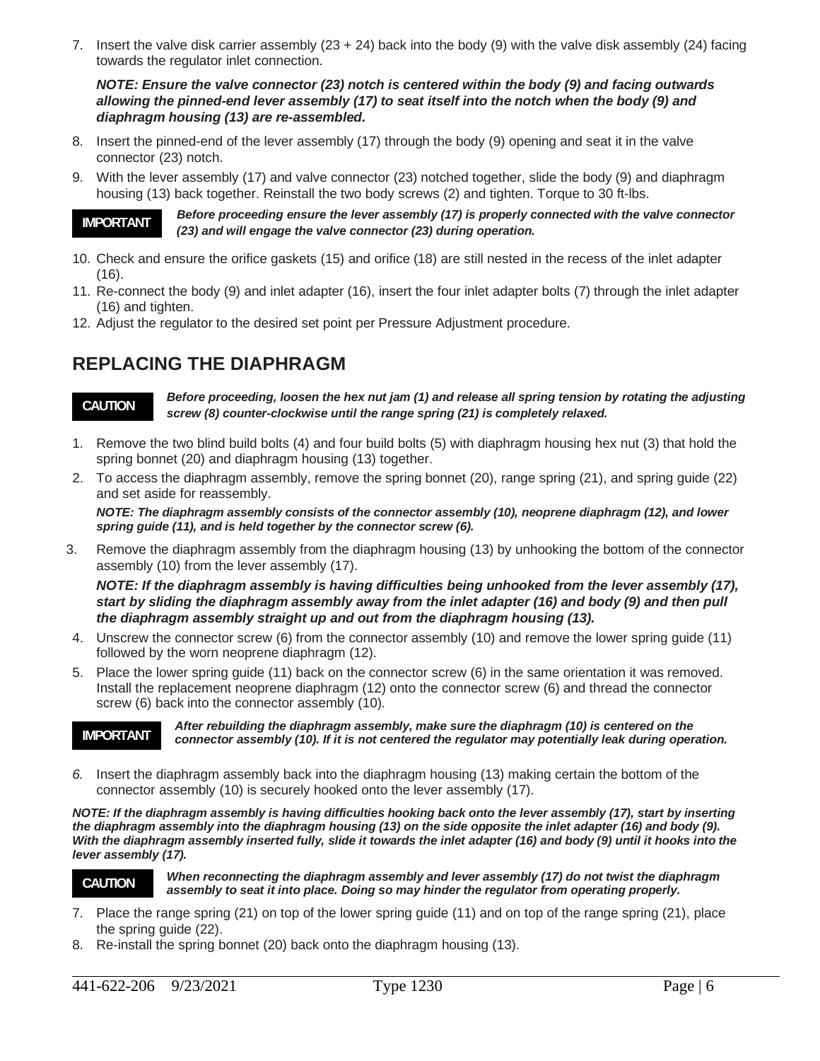7. Insert the valve disk carrier assembly (23 + 24) back into the body (9) with the valve disk assembly (24) facing towards the regulator inlet connection.

   ***NOTE: Ensure the valve connector (23) notch is centered within the body (9) and facing outwards allowing the pinned-end lever assembly (17) to seat itself into the notch when the body (9) and diaphragm housing (13) are re-assembled.***

8. Insert the pinned-end of the lever assembly (17) through the body (9) opening and seat it in the valve connector (23) notch.
9. With the lever assembly (17) and valve connector (23) notched together, slide the body (9) and diaphragm housing (13) back together. Reinstall the two body screws (2) and tighten. Torque to 30 ft-lbs.

**IMPORTANT** ***Before proceeding ensure the lever assembly (17) is properly connected with the valve connector (23) and will engage the valve connector (23) during operation.***

10. Check and ensure the orifice gaskets (15) and orifice (18) are still nested in the recess of the inlet adapter (16).
11. Re-connect the body (9) and inlet adapter (16), insert the four inlet adapter bolts (7) through the inlet adapter (16) and tighten.
12. Adjust the regulator to the desired set point per Pressure Adjustment procedure.

## REPLACING THE DIAPHRAGM

**CAUTION** ***Before proceeding, loosen the hex nut jam (1) and release all spring tension by rotating the adjusting screw (8) counter-clockwise until the range spring (21) is completely relaxed.***

1. Remove the two blind build bolts (4) and four build bolts (5) with diaphragm housing hex nut (3) that hold the spring bonnet (20) and diaphragm housing (13) together.
2. To access the diaphragm assembly, remove the spring bonnet (20), range spring (21), and spring guide (22) and set aside for reassembly.

   ***NOTE: The diaphragm assembly consists of the connector assembly (10), neoprene diaphragm (12), and lower spring guide (11), and is held together by the connector screw (6).***

3. Remove the diaphragm assembly from the diaphragm housing (13) by unhooking the bottom of the connector assembly (10) from the lever assembly (17).

   ***NOTE: If the diaphragm assembly is having difficulties being unhooked from the lever assembly (17), start by sliding the diaphragm assembly away from the inlet adapter (16) and body (9) and then pull the diaphragm assembly straight up and out from the diaphragm housing (13).***

4. Unscrew the connector screw (6) from the connector assembly (10) and remove the lower spring guide (11) followed by the worn neoprene diaphragm (12).
5. Place the lower spring guide (11) back on the connector screw (6) in the same orientation it was removed. Install the replacement neoprene diaphragm (12) onto the connector screw (6) and thread the connector screw (6) back into the connector assembly (10).

**IMPORTANT** ***After rebuilding the diaphragm assembly, make sure the diaphragm (10) is centered on the connector assembly (10). If it is not centered the regulator may potentially leak during operation.***

6. Insert the diaphragm assembly back into the diaphragm housing (13) making certain the bottom of the connector assembly (10) is securely hooked onto the lever assembly (17).

***NOTE: If the diaphragm assembly is having difficulties hooking back onto the lever assembly (17), start by inserting the diaphragm assembly into the diaphragm housing (13) on the side opposite the inlet adapter (16) and body (9). With the diaphragm assembly inserted fully, slide it towards the inlet adapter (16) and body (9) until it hooks into the lever assembly (17).***

**CAUTION** ***When reconnecting the diaphragm assembly and lever assembly (17) do not twist the diaphragm assembly to seat it into place. Doing so may hinder the regulator from operating properly.***

7. Place the range spring (21) on top of the lower spring guide (11) and on top of the range spring (21), place the spring guide (22).
8. Re-install the spring bonnet (20) back onto the diaphragm housing (13).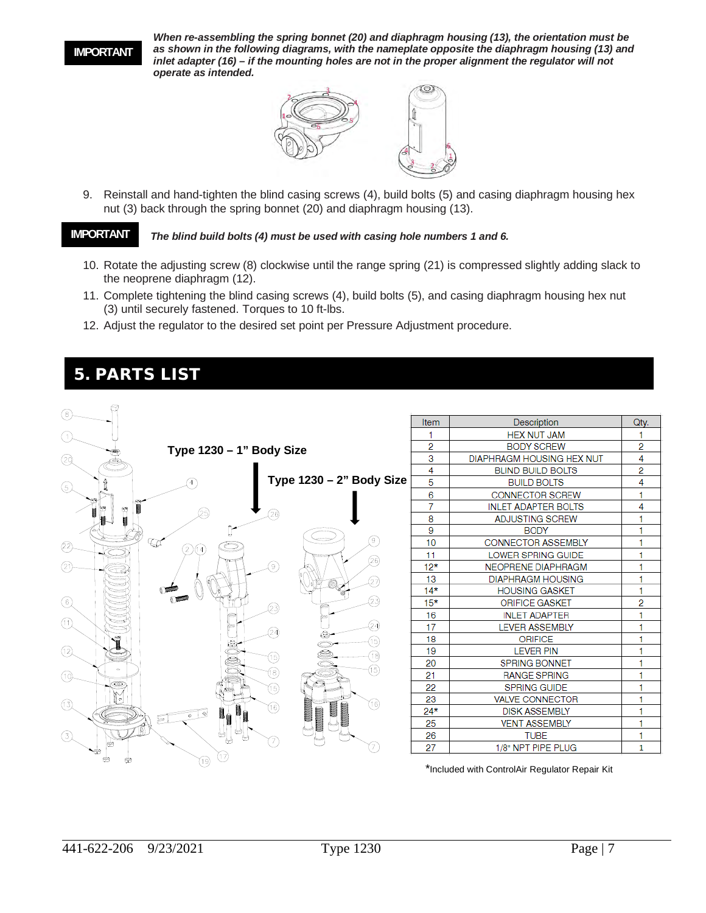**IMPORTANT**

***When re-assembling the spring bonnet (20) and diaphragm housing (13), the orientation must be as shown in the following diagrams, with the nameplate opposite the diaphragm housing (13) and inlet adapter (16) – if the mounting holes are not in the proper alignment the regulator will not operate as intended.***

9. Reinstall and hand-tighten the blind casing screws (4), build bolts (5) and casing diaphragm housing hex nut (3) back through the spring bonnet (20) and diaphragm housing (13).

**IMPORTANT** ***The blind build bolts (4) must be used with casing hole numbers 1 and 6.***

10. Rotate the adjusting screw (8) clockwise until the range spring (21) is compressed slightly adding slack to the neoprene diaphragm (12).
11. Complete tightening the blind casing screws (4), build bolts (5), and casing diaphragm housing hex nut (3) until securely fastened. Torques to 10 ft-lbs.
12. Adjust the regulator to the desired set point per Pressure Adjustment procedure.

# 5. PARTS LIST

**Type 1230 – 1" Body Size**

**Type 1230 – 2" Body Size**

| Item | Description | Qty. |
|---|---|---|
| 1 | HEX NUT JAM | 1 |
| 2 | BODY SCREW | 2 |
| 3 | DIAPHRAGM HOUSING HEX NUT | 4 |
| 4 | BLIND BUILD BOLTS | 2 |
| 5 | BUILD BOLTS | 4 |
| 6 | CONNECTOR SCREW | 1 |
| 7 | INLET ADAPTER BOLTS | 4 |
| 8 | ADJUSTING SCREW | 1 |
| 9 | BODY | 1 |
| 10 | CONNECTOR ASSEMBLY | 1 |
| 11 | LOWER SPRING GUIDE | 1 |
| 12* | NEOPRENE DIAPHRAGM | 1 |
| 13 | DIAPHRAGM HOUSING | 1 |
| 14* | HOUSING GASKET | 1 |
| 15* | ORIFICE GASKET | 2 |
| 16 | INLET ADAPTER | 1 |
| 17 | LEVER ASSEMBLY | 1 |
| 18 | ORIFICE | 1 |
| 19 | LEVER PIN | 1 |
| 20 | SPRING BONNET | 1 |
| 21 | RANGE SPRING | 1 |
| 22 | SPRING GUIDE | 1 |
| 23 | VALVE CONNECTOR | 1 |
| 24* | DISK ASSEMBLY | 1 |
| 25 | VENT ASSEMBLY | 1 |
| 26 | TUBE | 1 |
| 27 | 1/8" NPT PIPE PLUG | 1 |

*Included with ControlAir Regulator Repair Kit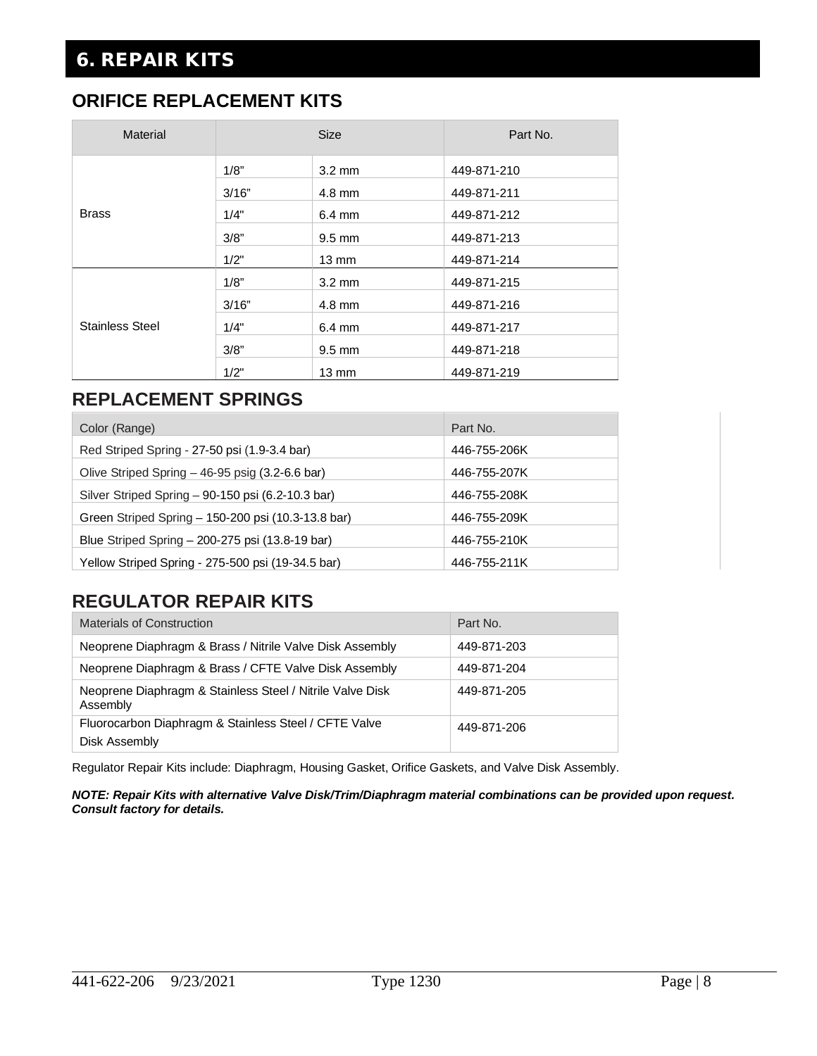# 6. REPAIR KITS

## ORIFICE REPLACEMENT KITS

| Material | Size | | Part No. |
|---|---|---|---|
| Brass | 1/8” | 3.2 mm | 449-871-210 |
| | 3/16” | 4.8 mm | 449-871-211 |
| | 1/4" | 6.4 mm | 449-871-212 |
| | 3/8” | 9.5 mm | 449-871-213 |
| | 1/2" | 13 mm | 449-871-214 |
| Stainless Steel | 1/8” | 3.2 mm | 449-871-215 |
| | 3/16” | 4.8 mm | 449-871-216 |
| | 1/4" | 6.4 mm | 449-871-217 |
| | 3/8” | 9.5 mm | 449-871-218 |
| | 1/2" | 13 mm | 449-871-219 |

## REPLACEMENT SPRINGS

| Color (Range) | Part No. |
|---|---|
| Red Striped Spring - 27-50 psi (1.9-3.4 bar) | 446-755-206K |
| Olive Striped Spring – 46-95 psig (3.2-6.6 bar) | 446-755-207K |
| Silver Striped Spring – 90-150 psi (6.2-10.3 bar) | 446-755-208K |
| Green Striped Spring – 150-200 psi (10.3-13.8 bar) | 446-755-209K |
| Blue Striped Spring – 200-275 psi (13.8-19 bar) | 446-755-210K |
| Yellow Striped Spring - 275-500 psi (19-34.5 bar) | 446-755-211K |

## REGULATOR REPAIR KITS

| Materials of Construction | Part No. |
|---|---|
| Neoprene Diaphragm & Brass / Nitrile Valve Disk Assembly | 449-871-203 |
| Neoprene Diaphragm & Brass / CFTE Valve Disk Assembly | 449-871-204 |
| Neoprene Diaphragm & Stainless Steel / Nitrile Valve Disk Assembly | 449-871-205 |
| Fluorocarbon Diaphragm & Stainless Steel / CFTE Valve Disk Assembly | 449-871-206 |

Regulator Repair Kits include: Diaphragm, Housing Gasket, Orifice Gaskets, and Valve Disk Assembly.

***NOTE: Repair Kits with alternative Valve Disk/Trim/Diaphragm material combinations can be provided upon request. Consult factory for details.***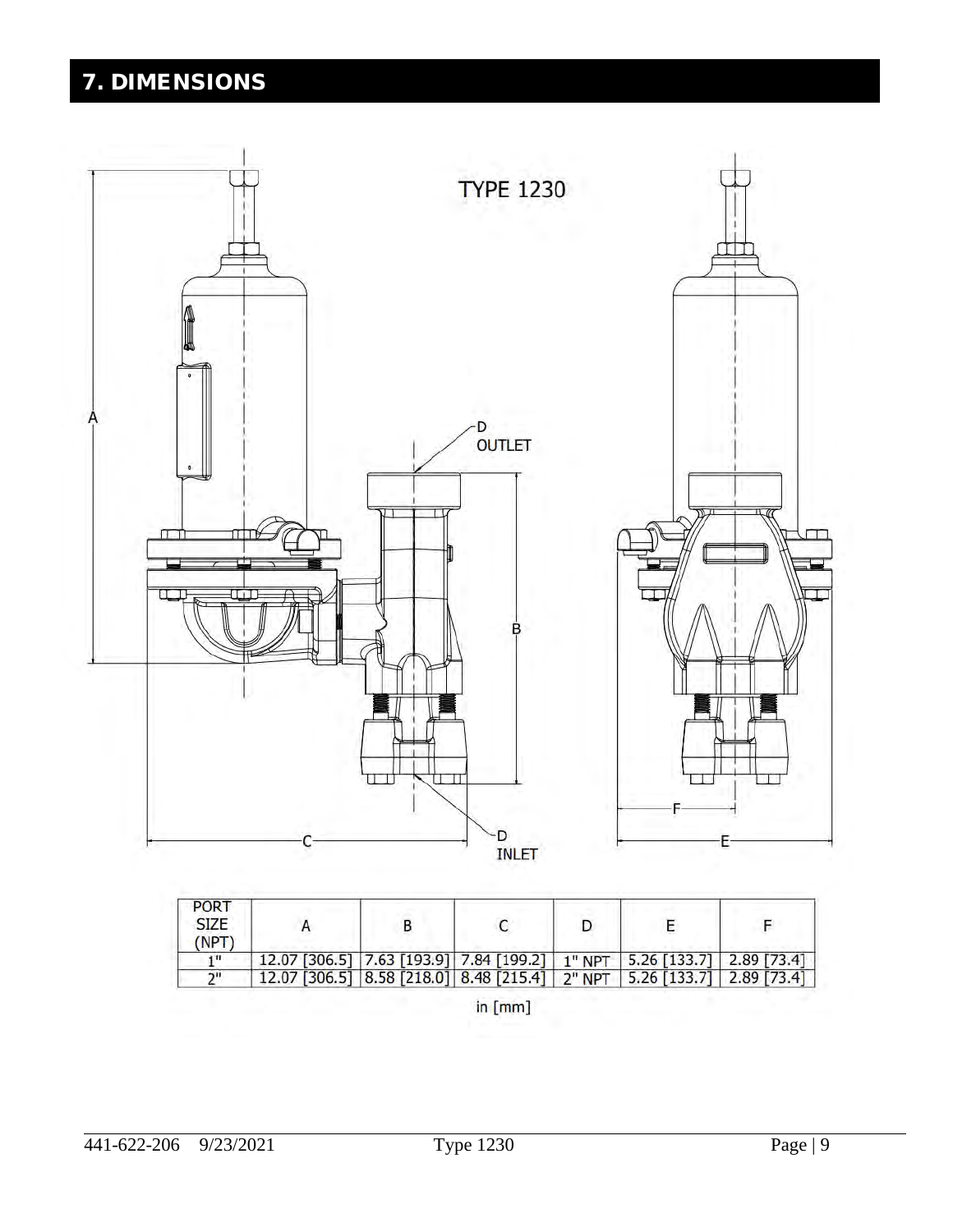# 7. DIMENSIONS

TYPE 1230

| PORT SIZE (NPT) | A | B | C | D | E | F |
|---|---|---|---|---|---|---|
| 1" | 12.07 [306.5] | 7.63 [193.9] | 7.84 [199.2] | 1" NPT | 5.26 [133.7] | 2.89 [73.4] |
| 2" | 12.07 [306.5] | 8.58 [218.0] | 8.48 [215.4] | 2" NPT | 5.26 [133.7] | 2.89 [73.4] |

in [mm]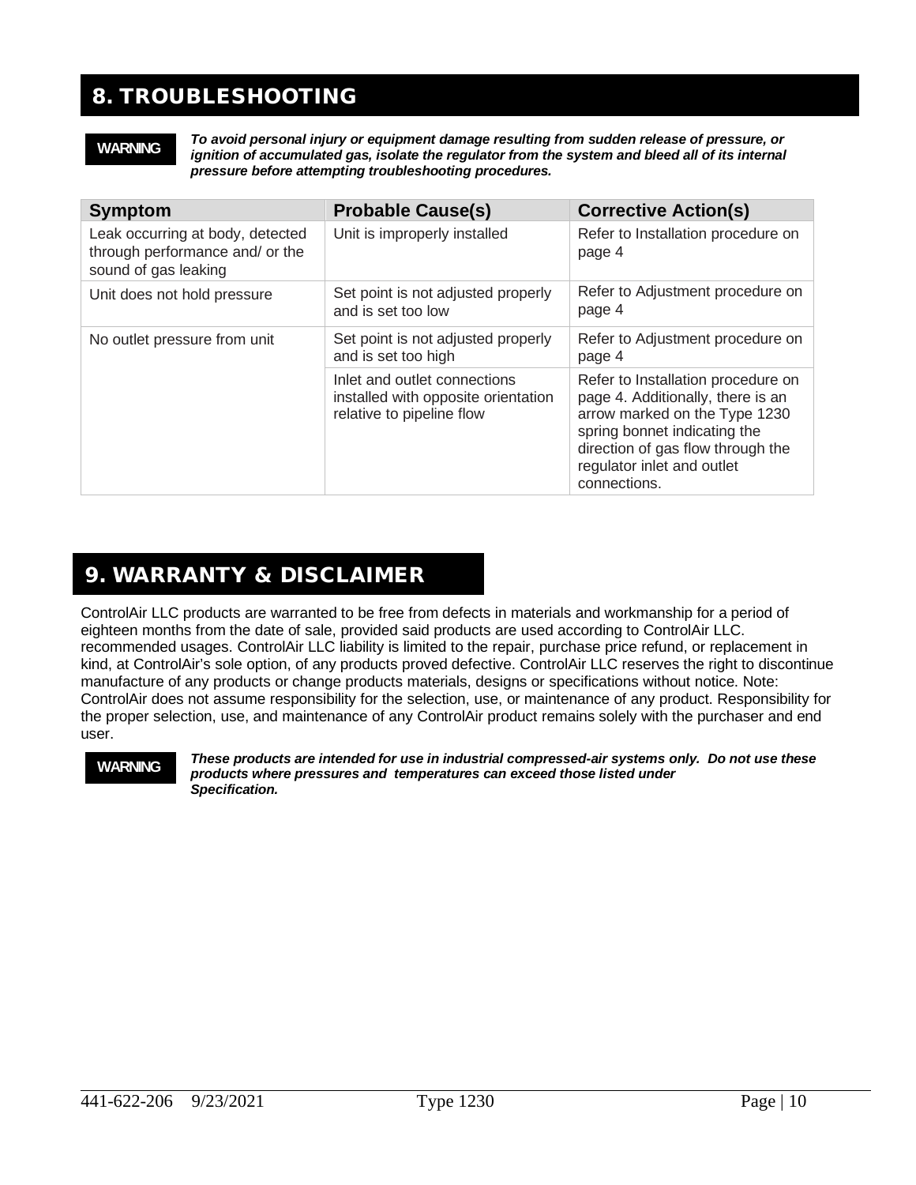## 8. TROUBLESHOOTING

**WARNING** ***To avoid personal injury or equipment damage resulting from sudden release of pressure, or ignition of accumulated gas, isolate the regulator from the system and bleed all of its internal pressure before attempting troubleshooting procedures.***

| Symptom | Probable Cause(s) | Corrective Action(s) |
|---|---|---|
| Leak occurring at body, detected through performance and/ or the sound of gas leaking | Unit is improperly installed | Refer to Installation procedure on page 4 |
| Unit does not hold pressure | Set point is not adjusted properly and is set too low | Refer to Adjustment procedure on page 4 |
| No outlet pressure from unit | Set point is not adjusted properly and is set too high | Refer to Adjustment procedure on page 4 |
| | Inlet and outlet connections installed with opposite orientation relative to pipeline flow | Refer to Installation procedure on page 4. Additionally, there is an arrow marked on the Type 1230 spring bonnet indicating the direction of gas flow through the regulator inlet and outlet connections. |

## 9. WARRANTY & DISCLAIMER

ControlAir LLC products are warranted to be free from defects in materials and workmanship for a period of eighteen months from the date of sale, provided said products are used according to ControlAir LLC. recommended usages. ControlAir LLC liability is limited to the repair, purchase price refund, or replacement in kind, at ControlAir's sole option, of any products proved defective. ControlAir LLC reserves the right to discontinue manufacture of any products or change products materials, designs or specifications without notice. Note: ControlAir does not assume responsibility for the selection, use, or maintenance of any product. Responsibility for the proper selection, use, and maintenance of any ControlAir product remains solely with the purchaser and end user.

**WARNING** ***These products are intended for use in industrial compressed-air systems only. Do not use these products where pressures and temperatures can exceed those listed under Specification.***